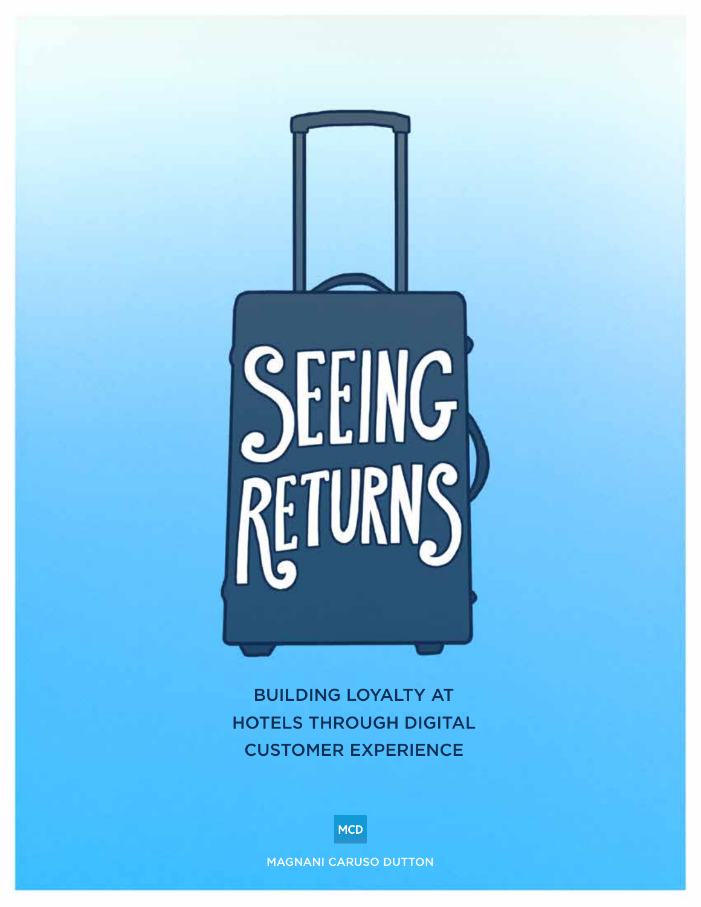# SEEING RETURNS

## BUILDING LOYALTY AT HOTELS THROUGH DIGITAL CUSTOMER EXPERIENCE

MCD

MAGNANI CARUSO DUTTON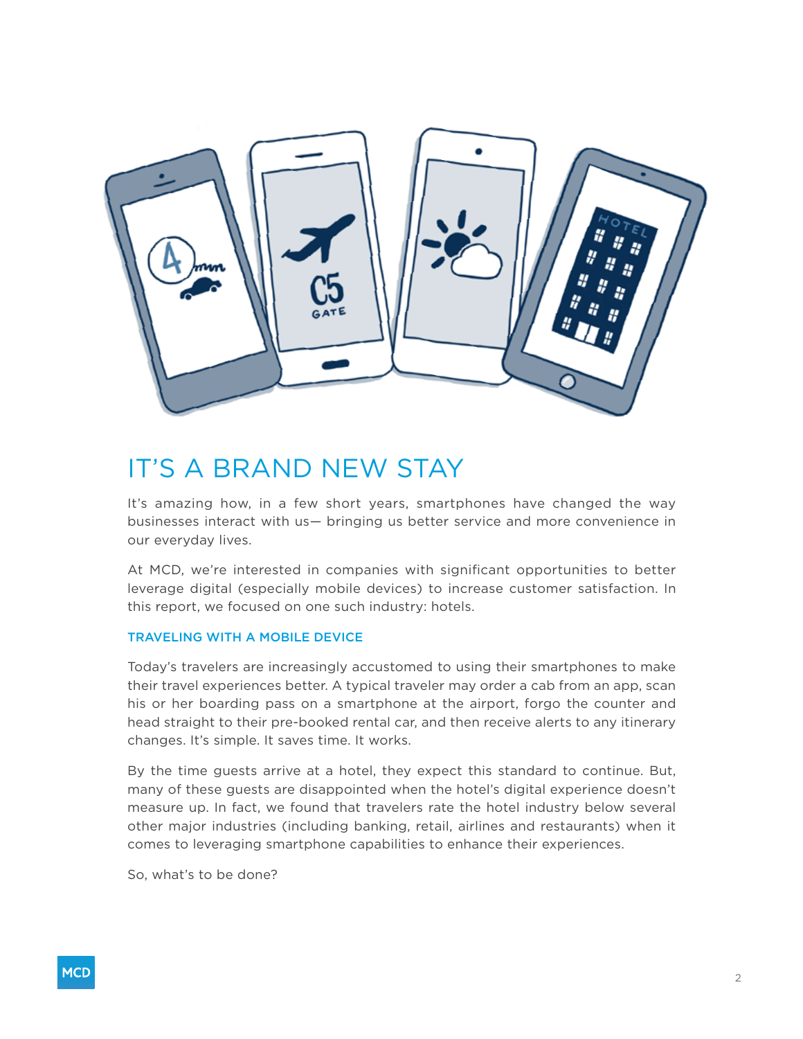# IT'S A BRAND NEW STAY

It's amazing how, in a few short years, smartphones have changed the way businesses interact with us— bringing us better service and more convenience in our everyday lives.

At MCD, we're interested in companies with significant opportunities to better leverage digital (especially mobile devices) to increase customer satisfaction. In this report, we focused on one such industry: hotels.

## TRAVELING WITH A MOBILE DEVICE

Today's travelers are increasingly accustomed to using their smartphones to make their travel experiences better. A typical traveler may order a cab from an app, scan his or her boarding pass on a smartphone at the airport, forgo the counter and head straight to their pre-booked rental car, and then receive alerts to any itinerary changes. It's simple. It saves time. It works.

By the time guests arrive at a hotel, they expect this standard to continue. But, many of these guests are disappointed when the hotel's digital experience doesn't measure up. In fact, we found that travelers rate the hotel industry below several other major industries (including banking, retail, airlines and restaurants) when it comes to leveraging smartphone capabilities to enhance their experiences.

So, what's to be done?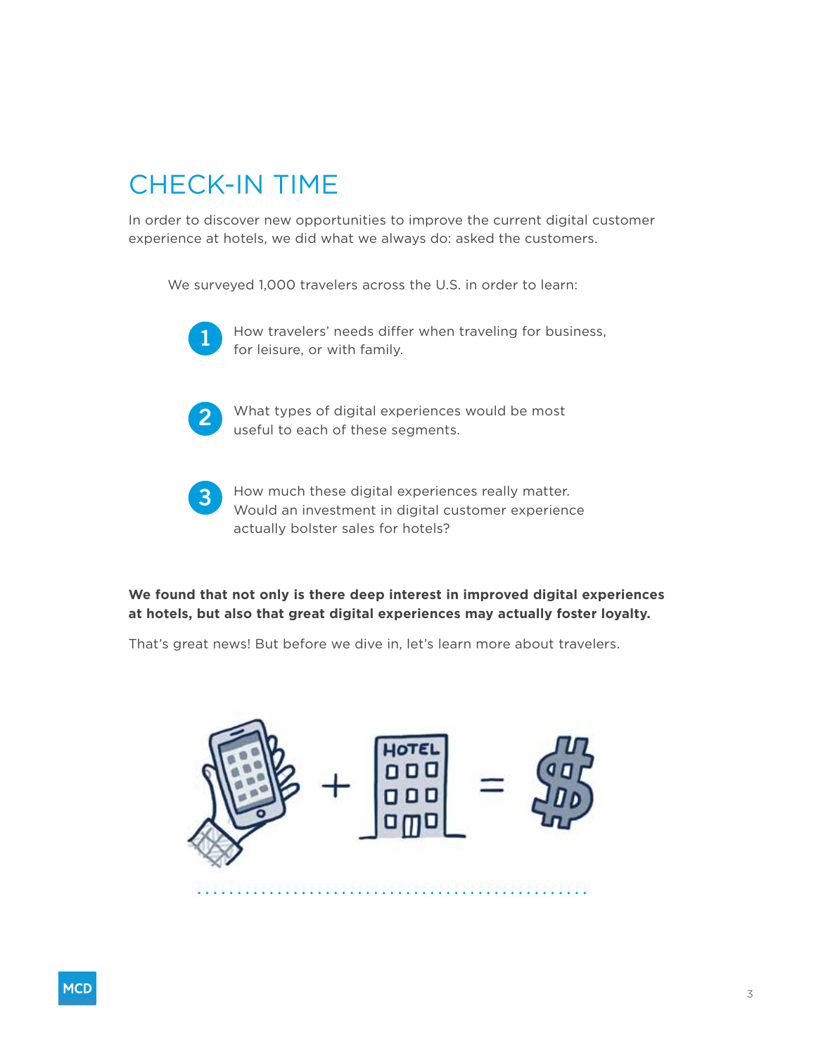# CHECK-IN TIME

In order to discover new opportunities to improve the current digital customer experience at hotels, we did what we always do: asked the customers.

We surveyed 1,000 travelers across the U.S. in order to learn:

1. How travelers' needs differ when traveling for business, for leisure, or with family.
2. What types of digital experiences would be most useful to each of these segments.
3. How much these digital experiences really matter. Would an investment in digital customer experience actually bolster sales for hotels?

**We found that not only is there deep interest in improved digital experiences at hotels, but also that great digital experiences may actually foster loyalty.**

That's great news! But before we dive in, let's learn more about travelers.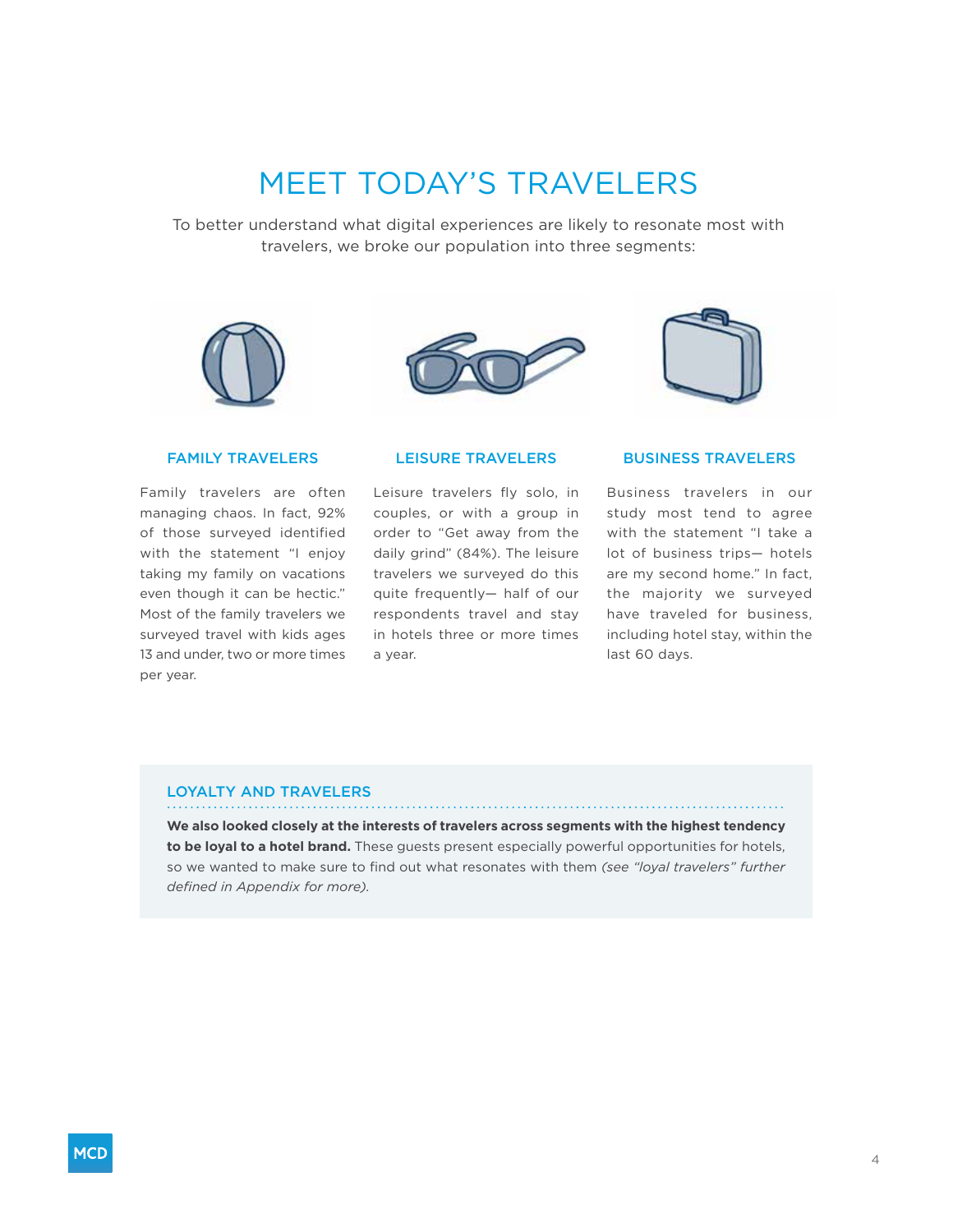# MEET TODAY'S TRAVELERS

To better understand what digital experiences are likely to resonate most with travelers, we broke our population into three segments:

### FAMILY TRAVELERS

Family travelers are often managing chaos. In fact, 92% of those surveyed identified with the statement "I enjoy taking my family on vacations even though it can be hectic." Most of the family travelers we surveyed travel with kids ages 13 and under, two or more times per year.

### LEISURE TRAVELERS

Leisure travelers fly solo, in couples, or with a group in order to "Get away from the daily grind" (84%). The leisure travelers we surveyed do this quite frequently— half of our respondents travel and stay in hotels three or more times a year.

### BUSINESS TRAVELERS

Business travelers in our study most tend to agree with the statement "I take a lot of business trips— hotels are my second home." In fact, the majority we surveyed have traveled for business, including hotel stay, within the last 60 days.

### LOYALTY AND TRAVELERS

**We also looked closely at the interests of travelers across segments with the highest tendency to be loyal to a hotel brand.** These guests present especially powerful opportunities for hotels, so we wanted to make sure to find out what resonates with them *(see "loyal travelers" further defined in Appendix for more).*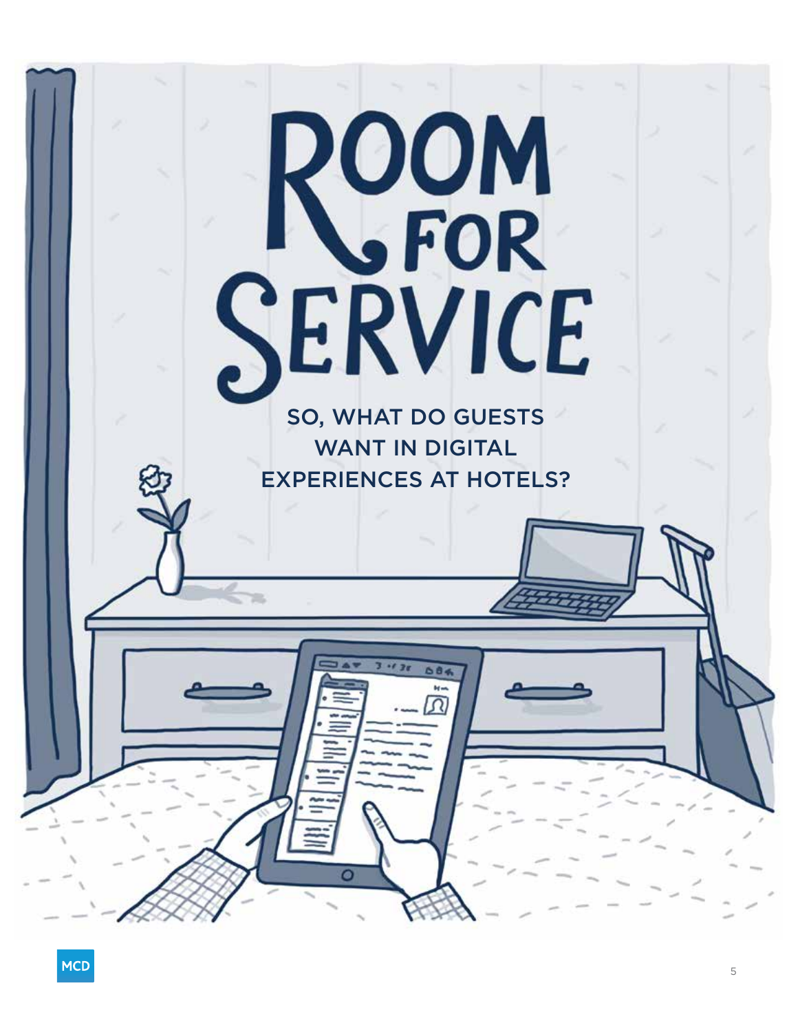# ROOM FOR SERVICE

SO, WHAT DO GUESTS WANT IN DIGITAL EXPERIENCES AT HOTELS?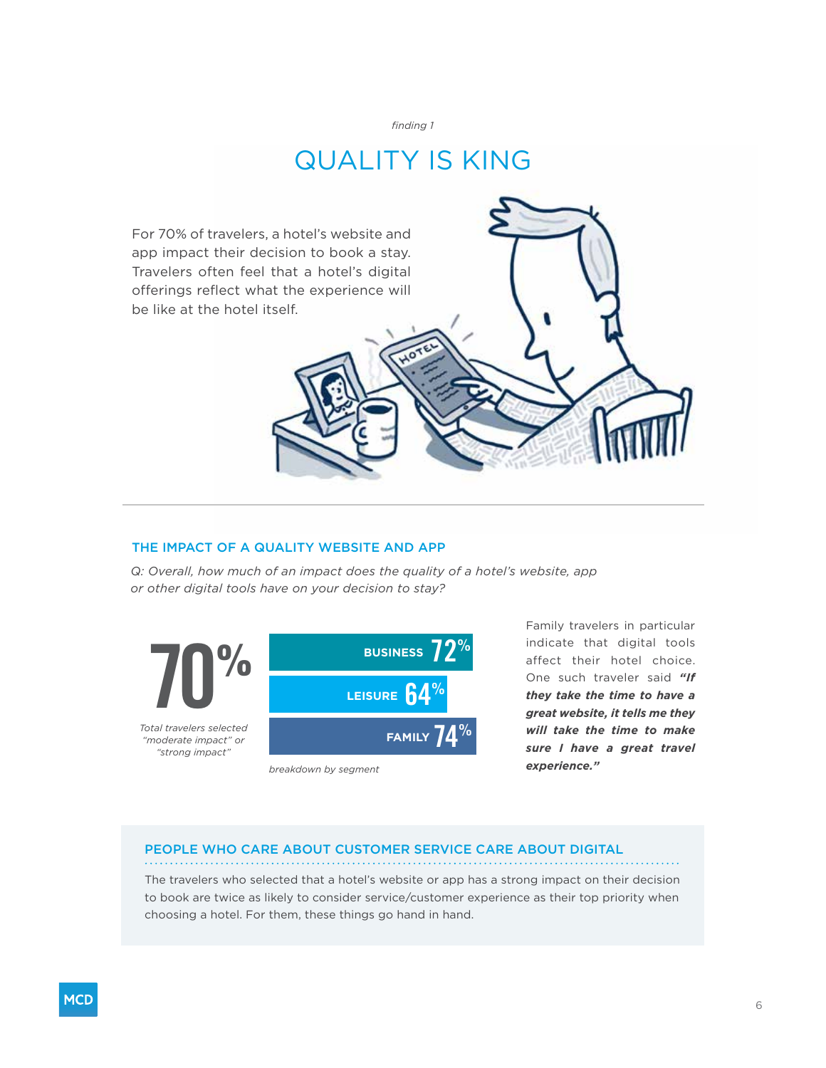*finding 1*

# QUALITY IS KING

For 70% of travelers, a hotel's website and app impact their decision to book a stay. Travelers often feel that a hotel's digital offerings reflect what the experience will be like at the hotel itself.

## THE IMPACT OF A QUALITY WEBSITE AND APP

*Q: Overall, how much of an impact does the quality of a hotel's website, app or other digital tools have on your decision to stay?*

**70%**

*Total travelers selected "moderate impact" or "strong impact"*

| Segment | % |
|---|---|
| BUSINESS | 72% |
| LEISURE | 64% |
| FAMILY | 74% |

*breakdown by segment*

Family travelers in particular indicate that digital tools affect their hotel choice. One such traveler said ***"If they take the time to have a great website, it tells me they will take the time to make sure I have a great travel experience."***

### PEOPLE WHO CARE ABOUT CUSTOMER SERVICE CARE ABOUT DIGITAL

The travelers who selected that a hotel's website or app has a strong impact on their decision to book are twice as likely to consider service/customer experience as their top priority when choosing a hotel. For them, these things go hand in hand.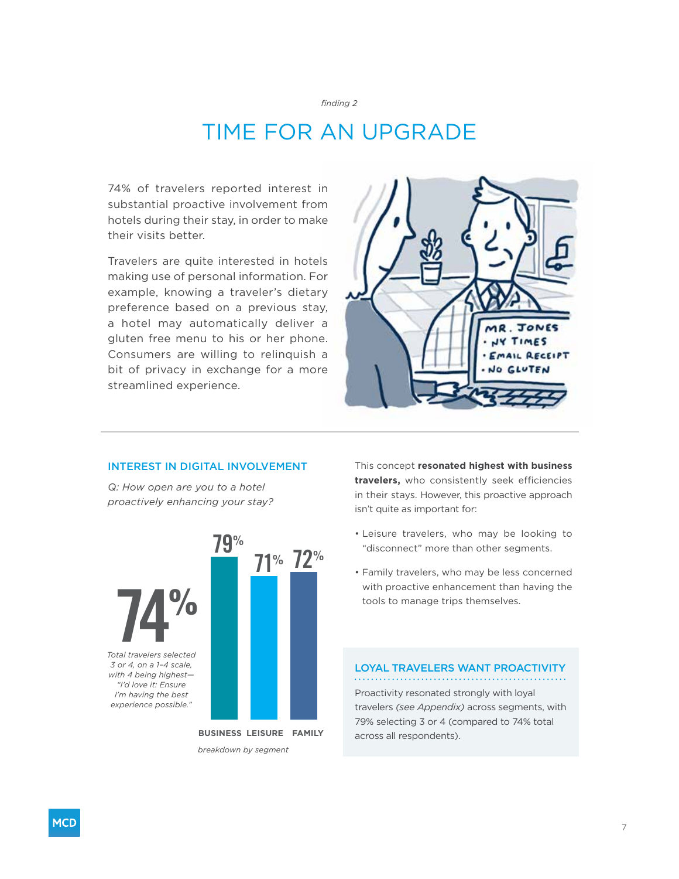*finding 2*

# TIME FOR AN UPGRADE

74% of travelers reported interest in substantial proactive involvement from hotels during their stay, in order to make their visits better.

Travelers are quite interested in hotels making use of personal information. For example, knowing a traveler's dietary preference based on a previous stay, a hotel may automatically deliver a gluten free menu to his or her phone. Consumers are willing to relinquish a bit of privacy in exchange for a more streamlined experience.

## INTEREST IN DIGITAL INVOLVEMENT

*Q: How open are you to a hotel proactively enhancing your stay?*

**74%**

*Total travelers selected 3 or 4, on a 1–4 scale, with 4 being highest—"I'd love it: Ensure I'm having the best experience possible."*

| BUSINESS | LEISURE | FAMILY |
|---|---|---|
| 79% | 71% | 72% |

*breakdown by segment*

This concept **resonated highest with business travelers,** who consistently seek efficiencies in their stays. However, this proactive approach isn't quite as important for:

- Leisure travelers, who may be looking to "disconnect" more than other segments.
- Family travelers, who may be less concerned with proactive enhancement than having the tools to manage trips themselves.

### LOYAL TRAVELERS WANT PROACTIVITY

Proactivity resonated strongly with loyal travelers *(see Appendix)* across segments, with 79% selecting 3 or 4 (compared to 74% total across all respondents).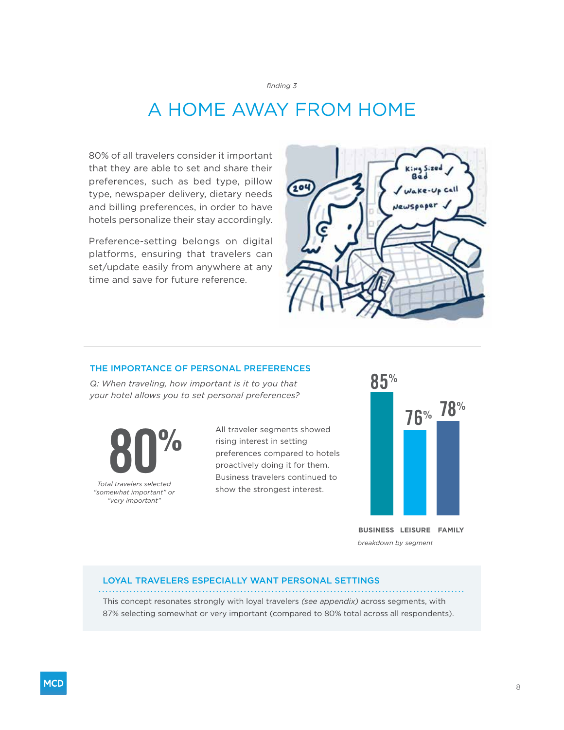*finding 3*

# A HOME AWAY FROM HOME

80% of all travelers consider it important that they are able to set and share their preferences, such as bed type, pillow type, newspaper delivery, dietary needs and billing preferences, in order to have hotels personalize their stay accordingly.

Preference-setting belongs on digital platforms, ensuring that travelers can set/update easily from anywhere at any time and save for future reference.

## THE IMPORTANCE OF PERSONAL PREFERENCES

*Q: When traveling, how important is it to you that your hotel allows you to set personal preferences?*

**80%**

*Total travelers selected "somewhat important" or "very important"*

All traveler segments showed rising interest in setting preferences compared to hotels proactively doing it for them. Business travelers continued to show the strongest interest.

| BUSINESS | LEISURE | FAMILY |
|---|---|---|
| 85% | 76% | 78% |

*breakdown by segment*

## LOYAL TRAVELERS ESPECIALLY WANT PERSONAL SETTINGS

This concept resonates strongly with loyal travelers *(see appendix)* across segments, with 87% selecting somewhat or very important (compared to 80% total across all respondents).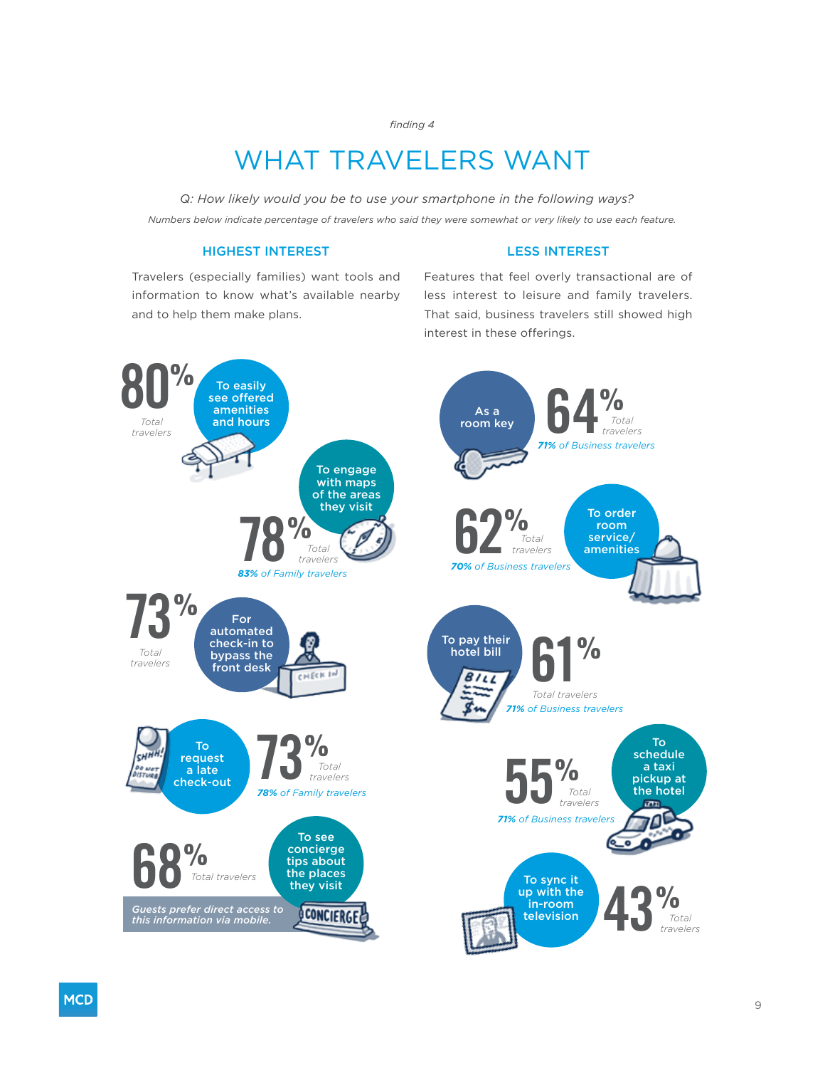*finding 4*

# WHAT TRAVELERS WANT

*Q: How likely would you be to use your smartphone in the following ways?*

*Numbers below indicate percentage of travelers who said they were somewhat or very likely to use each feature.*

## HIGHEST INTEREST

Travelers (especially families) want tools and information to know what's available nearby and to help them make plans.

**80%** *Total travelers* — To easily see offered amenities and hours

**78%** *Total travelers* — To engage with maps of the areas they visit
*83% of Family travelers*

**73%** *Total travelers* — For automated check-in to bypass the front desk

**73%** *Total travelers* — To request a late check-out
*78% of Family travelers*

**68%** *Total travelers* — To see concierge tips about the places they visit

*Guests prefer direct access to this information via mobile.*

## LESS INTEREST

Features that feel overly transactional are of less interest to leisure and family travelers. That said, business travelers still showed high interest in these offerings.

**64%** *Total travelers* — As a room key
*71% of Business travelers*

**62%** *Total travelers* — To order room service/ amenities
*70% of Business travelers*

**61%** *Total travelers* — To pay their hotel bill
*71% of Business travelers*

**55%** *Total travelers* — To schedule a taxi pickup at the hotel
*71% of Business travelers*

**43%** *Total travelers* — To sync it up with the in-room television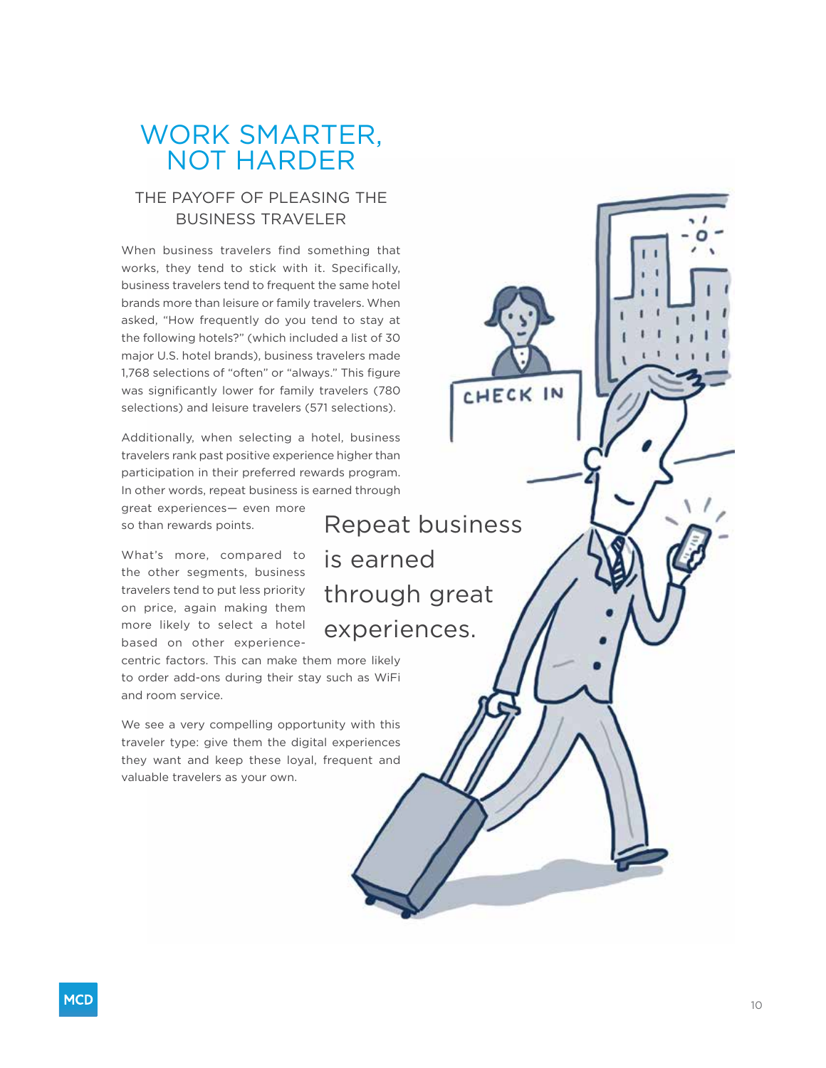# WORK SMARTER, NOT HARDER

## THE PAYOFF OF PLEASING THE BUSINESS TRAVELER

When business travelers find something that works, they tend to stick with it. Specifically, business travelers tend to frequent the same hotel brands more than leisure or family travelers. When asked, "How frequently do you tend to stay at the following hotels?" (which included a list of 30 major U.S. hotel brands), business travelers made 1,768 selections of "often" or "always." This figure was significantly lower for family travelers (780 selections) and leisure travelers (571 selections).

Additionally, when selecting a hotel, business travelers rank past positive experience higher than participation in their preferred rewards program. In other words, repeat business is earned through great experiences— even more so than rewards points.

> Repeat business is earned through great experiences.

What's more, compared to the other segments, business travelers tend to put less priority on price, again making them more likely to select a hotel based on other experience-centric factors. This can make them more likely to order add-ons during their stay such as WiFi and room service.

We see a very compelling opportunity with this traveler type: give them the digital experiences they want and keep these loyal, frequent and valuable travelers as your own.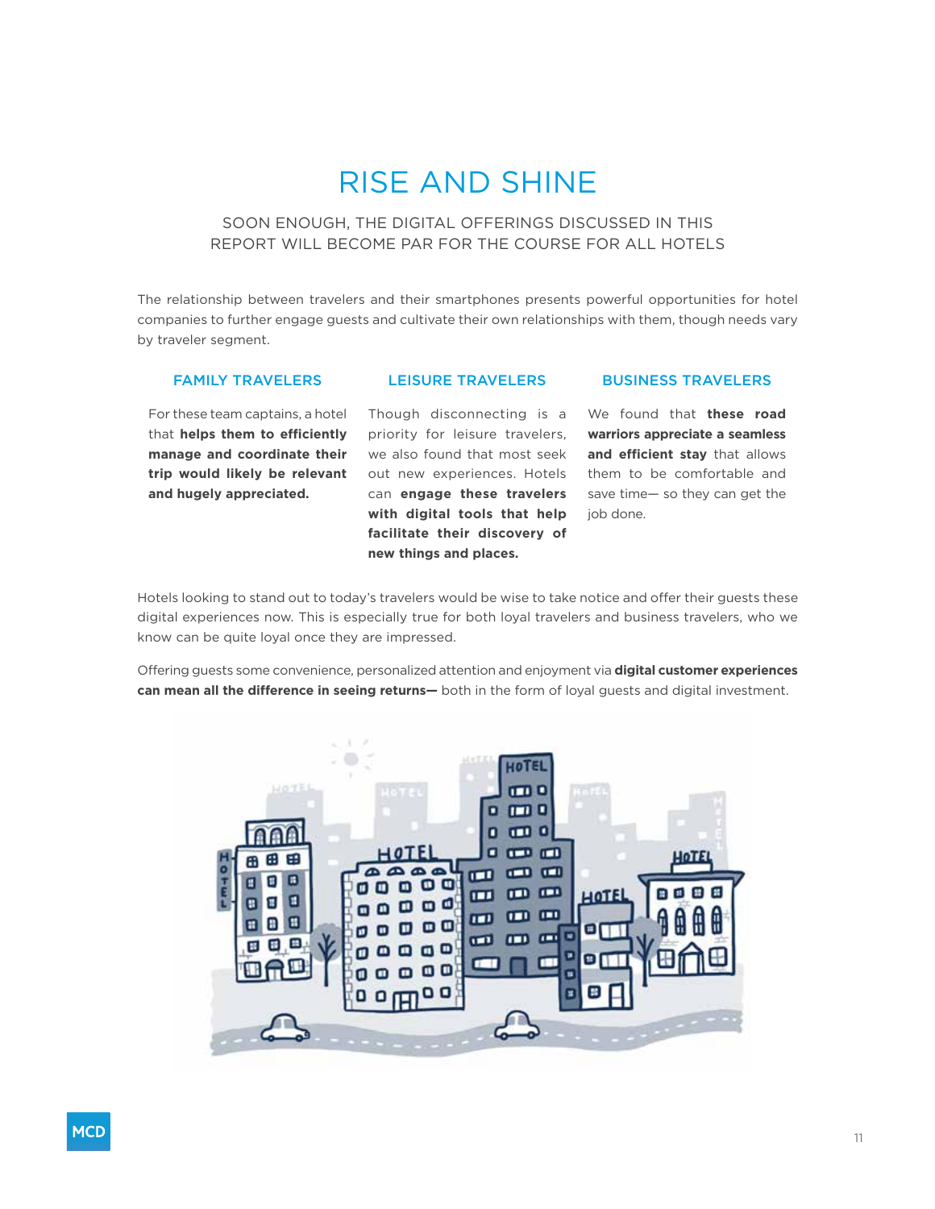# RISE AND SHINE

SOON ENOUGH, THE DIGITAL OFFERINGS DISCUSSED IN THIS REPORT WILL BECOME PAR FOR THE COURSE FOR ALL HOTELS

The relationship between travelers and their smartphones presents powerful opportunities for hotel companies to further engage guests and cultivate their own relationships with them, though needs vary by traveler segment.

### FAMILY TRAVELERS

For these team captains, a hotel that **helps them to efficiently manage and coordinate their trip would likely be relevant and hugely appreciated.**

### LEISURE TRAVELERS

Though disconnecting is a priority for leisure travelers, we also found that most seek out new experiences. Hotels can **engage these travelers with digital tools that help facilitate their discovery of new things and places.**

### BUSINESS TRAVELERS

We found that **these road warriors appreciate a seamless and efficient stay** that allows them to be comfortable and save time— so they can get the job done.

Hotels looking to stand out to today's travelers would be wise to take notice and offer their guests these digital experiences now. This is especially true for both loyal travelers and business travelers, who we know can be quite loyal once they are impressed.

Offering guests some convenience, personalized attention and enjoyment via **digital customer experiences can mean all the difference in seeing returns—** both in the form of loyal guests and digital investment.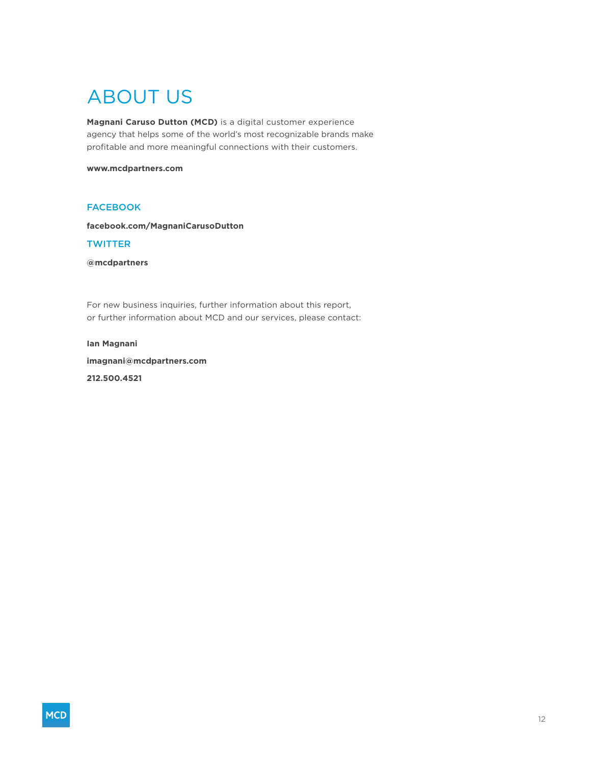# ABOUT US

**Magnani Caruso Dutton (MCD)** is a digital customer experience agency that helps some of the world's most recognizable brands make profitable and more meaningful connections with their customers.

**www.mcdpartners.com**

## FACEBOOK

**facebook.com/MagnaniCarusoDutton**

## TWITTER

**@mcdpartners**

For new business inquiries, further information about this report, or further information about MCD and our services, please contact:

**Ian Magnani**

**imagnani@mcdpartners.com**

**212.500.4521**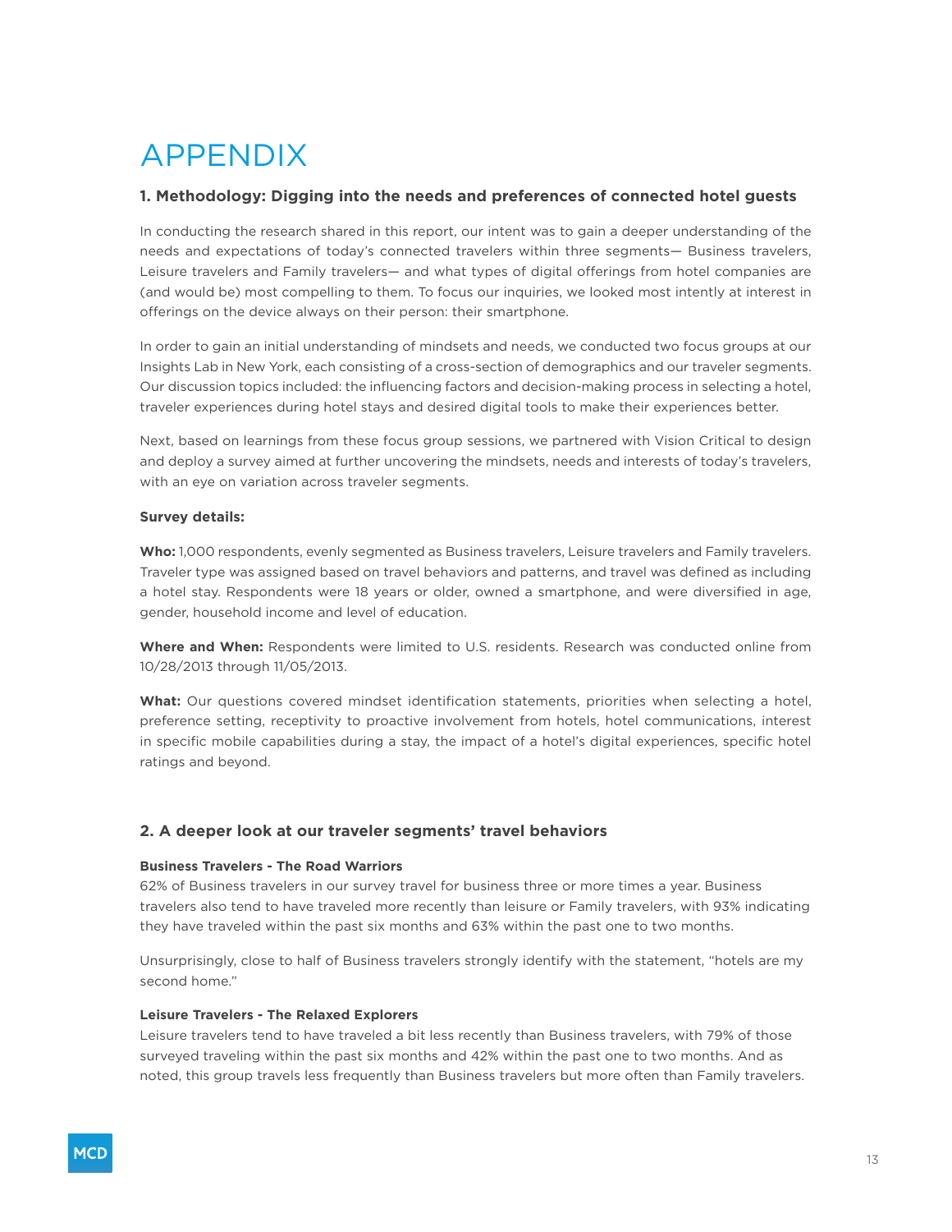# APPENDIX

### 1. Methodology: Digging into the needs and preferences of connected hotel guests

In conducting the research shared in this report, our intent was to gain a deeper understanding of the needs and expectations of today's connected travelers within three segments— Business travelers, Leisure travelers and Family travelers— and what types of digital offerings from hotel companies are (and would be) most compelling to them. To focus our inquiries, we looked most intently at interest in offerings on the device always on their person: their smartphone.

In order to gain an initial understanding of mindsets and needs, we conducted two focus groups at our Insights Lab in New York, each consisting of a cross-section of demographics and our traveler segments. Our discussion topics included: the influencing factors and decision-making process in selecting a hotel, traveler experiences during hotel stays and desired digital tools to make their experiences better.

Next, based on learnings from these focus group sessions, we partnered with Vision Critical to design and deploy a survey aimed at further uncovering the mindsets, needs and interests of today's travelers, with an eye on variation across traveler segments.

**Survey details:**

**Who:** 1,000 respondents, evenly segmented as Business travelers, Leisure travelers and Family travelers. Traveler type was assigned based on travel behaviors and patterns, and travel was defined as including a hotel stay. Respondents were 18 years or older, owned a smartphone, and were diversified in age, gender, household income and level of education.

**Where and When:** Respondents were limited to U.S. residents. Research was conducted online from 10/28/2013 through 11/05/2013.

**What:** Our questions covered mindset identification statements, priorities when selecting a hotel, preference setting, receptivity to proactive involvement from hotels, hotel communications, interest in specific mobile capabilities during a stay, the impact of a hotel's digital experiences, specific hotel ratings and beyond.

### 2. A deeper look at our traveler segments' travel behaviors

#### Business Travelers - The Road Warriors

62% of Business travelers in our survey travel for business three or more times a year. Business travelers also tend to have traveled more recently than leisure or Family travelers, with 93% indicating they have traveled within the past six months and 63% within the past one to two months.

Unsurprisingly, close to half of Business travelers strongly identify with the statement, "hotels are my second home."

#### Leisure Travelers - The Relaxed Explorers

Leisure travelers tend to have traveled a bit less recently than Business travelers, with 79% of those surveyed traveling within the past six months and 42% within the past one to two months. And as noted, this group travels less frequently than Business travelers but more often than Family travelers.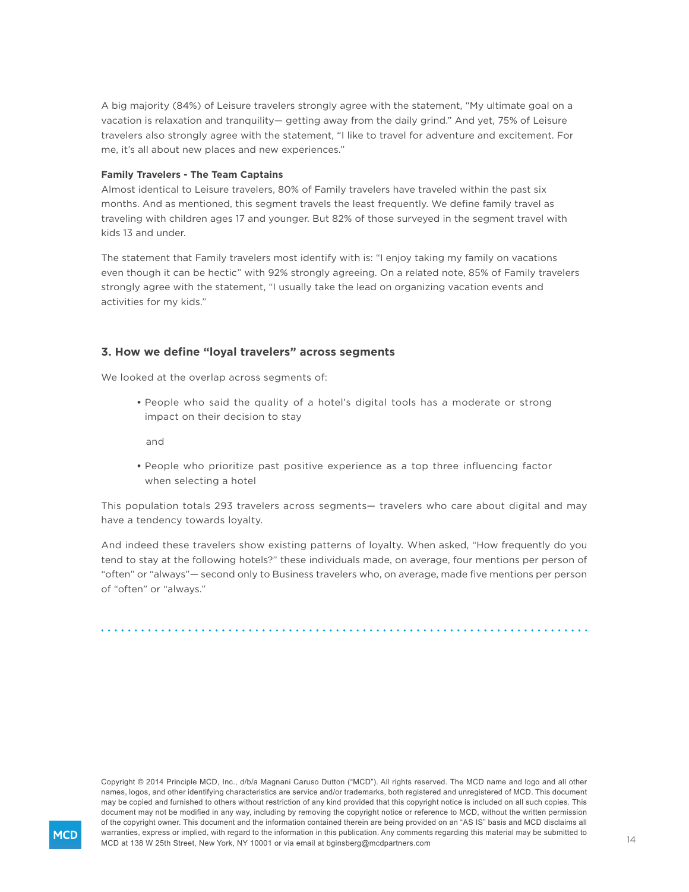A big majority (84%) of Leisure travelers strongly agree with the statement, "My ultimate goal on a vacation is relaxation and tranquility— getting away from the daily grind." And yet, 75% of Leisure travelers also strongly agree with the statement, "I like to travel for adventure and excitement. For me, it's all about new places and new experiences."

**Family Travelers - The Team Captains**

Almost identical to Leisure travelers, 80% of Family travelers have traveled within the past six months. And as mentioned, this segment travels the least frequently. We define family travel as traveling with children ages 17 and younger. But 82% of those surveyed in the segment travel with kids 13 and under.

The statement that Family travelers most identify with is: "I enjoy taking my family on vacations even though it can be hectic" with 92% strongly agreeing. On a related note, 85% of Family travelers strongly agree with the statement, "I usually take the lead on organizing vacation events and activities for my kids."

## 3. How we define "loyal travelers" across segments

We looked at the overlap across segments of:

- People who said the quality of a hotel's digital tools has a moderate or strong impact on their decision to stay

  and

- People who prioritize past positive experience as a top three influencing factor when selecting a hotel

This population totals 293 travelers across segments— travelers who care about digital and may have a tendency towards loyalty.

And indeed these travelers show existing patterns of loyalty. When asked, "How frequently do you tend to stay at the following hotels?" these individuals made, on average, four mentions per person of "often" or "always"— second only to Business travelers who, on average, made five mentions per person of "often" or "always."

Copyright © 2014 Principle MCD, Inc., d/b/a Magnani Caruso Dutton ("MCD"). All rights reserved. The MCD name and logo and all other names, logos, and other identifying characteristics are service and/or trademarks, both registered and unregistered of MCD. This document may be copied and furnished to others without restriction of any kind provided that this copyright notice is included on all such copies. This document may not be modified in any way, including by removing the copyright notice or reference to MCD, without the written permission of the copyright owner. This document and the information contained therein are being provided on an "AS IS" basis and MCD disclaims all warranties, express or implied, with regard to the information in this publication. Any comments regarding this material may be submitted to MCD at 138 W 25th Street, New York, NY 10001 or via email at bginsberg@mcdpartners.com